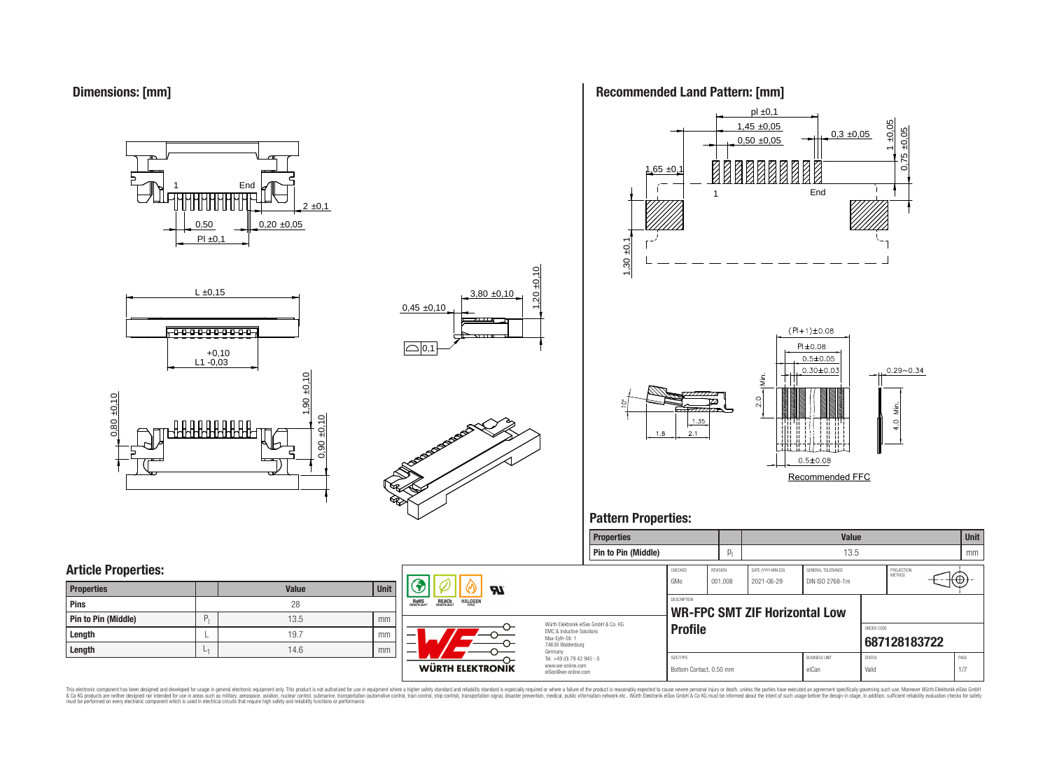## Dimensions: [mm]

## Recommended Land Pattern: [mm]

Recommended FFC

## Pattern Properties:

| Properties | | Value | Unit |
|---|---|---|---|
| Pin to Pin (Middle) | $P_l$ | 13.5 | mm |

## Article Properties:

| Properties | | Value | Unit |
|---|---|---|---|
| Pins | | 28 | |
| Pin to Pin (Middle) | $P_l$ | 13.5 | mm |
| Length | L | 19.7 | mm |
| Length | $L_1$ | 14.6 | mm |

| CHECKED | REVISION | DATE (YYYY-MM-DD) | GENERAL TOLERANCE | PROJECTION METHOD |
|---|---|---|---|---|
| GMo | 001.008 | 2021-06-29 | DIN ISO 2768-1m | |

DESCRIPTION

**WR-FPC SMT ZIF Horizontal Low Profile**

ORDER CODE

**687128183722**

| SIZE/TYPE | BUSINESS UNIT | STATUS | PAGE |
|---|---|---|---|
| Bottom Contact, 0.50 mm | eiCan | Valid | 1/7 |

Würth Elektronik eiSos GmbH & Co. KG
EMC & Inductive Solutions
Max-Eyth-Str. 1
74638 Waldenburg
Germany
Tel. +49 (0) 79 42 945 - 0
www.we-online.com
eiSos@we-online.com

This electronic component has been designed and developed for usage in general electronic equipment only. This product is not authorized for use in equipment where a higher safety standard and reliability standard is especially required or where a failure of the product is reasonably expected to cause severe personal injury or death, unless the parties have executed an agreement specifically governing such use. Moreover Würth Elektronik eiSos GmbH & Co KG products are neither designed nor intended for use in areas such as military, aerospace, aviation, nuclear control, submarine, transportation (automotive control, train control, ship control), transportation signal, disaster prevention, medical, public information network etc.. Würth Elektronik eiSos GmbH & Co KG must be informed about the intent of such usage before the design-in stage. In addition, sufficient reliability evaluation checks for safety must be performed on every electronic component which is used in electrical circuits that require high safety and reliability functions or performance.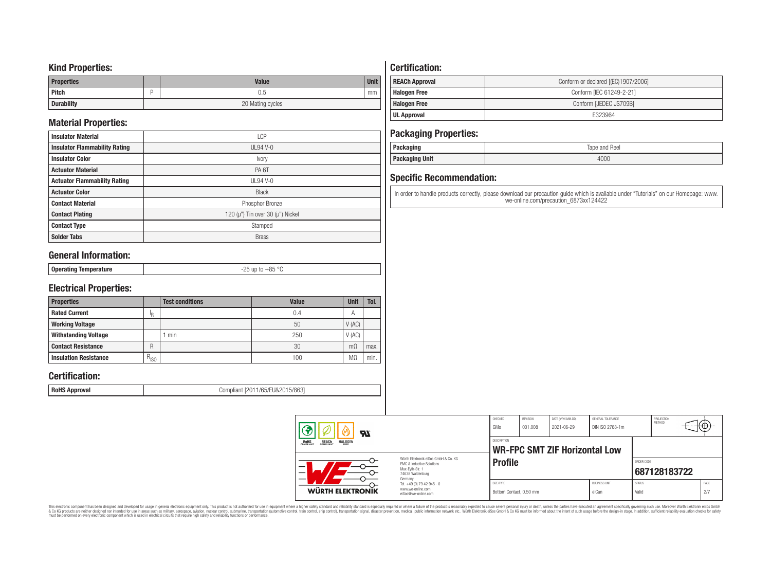## Kind Properties:

| Properties | | Value | Unit |
|---|---|---|---|
| Pitch | P | 0.5 | mm |
| Durability | | 20 Mating cycles | |

## Material Properties:

| | |
|---|---|
| Insulator Material | LCP |
| Insulator Flammability Rating | UL94 V-0 |
| Insulator Color | Ivory |
| Actuator Material | PA 6T |
| Actuator Flammability Rating | UL94 V-0 |
| Actuator Color | Black |
| Contact Material | Phosphor Bronze |
| Contact Plating | 120 (µ") Tin over 30 (µ") Nickel |
| Contact Type | Stamped |
| Solder Tabs | Brass |

## General Information:

| | |
|---|---|
| Operating Temperature | -25 up to +85 °C |

## Electrical Properties:

| Properties | | Test conditions | Value | Unit | Tol. |
|---|---|---|---|---|---|
| Rated Current | $I_R$ | | 0.4 | A | |
| Working Voltage | | | 50 | V (AC) | |
| Withstanding Voltage | | 1 min | 250 | V (AC) | |
| Contact Resistance | R | | 30 | mΩ | max. |
| Insulation Resistance | $R_{ISO}$ | | 100 | MΩ | min. |

## Certification:

| | |
|---|---|
| RoHS Approval | Compliant [2011/65/EU&2015/863] |

## Certification:

| | |
|---|---|
| REACh Approval | Conform or declared [(EC)1907/2006] |
| Halogen Free | Conform [IEC 61249-2-21] |
| Halogen Free | Conform [JEDEC JS709B] |
| UL Approval | E323964 |

## Packaging Properties:

| | |
|---|---|
| Packaging | Tape and Reel |
| Packaging Unit | 4000 |

## Specific Recommendation:

In order to handle products correctly, please download our precaution guide which is available under "Tutorials" on our Homepage: www.we-online.com/precaution_6873xx124422

| CHECKED | REVISION | DATE (YYYY-MM-DD) | GENERAL TOLERANCE | PROJECTION METHOD |
|---|---|---|---|---|
| GMo | 001.008 | 2021-06-29 | DIN ISO 2768-1m | |

DESCRIPTION: **WR-FPC SMT ZIF Horizontal Low Profile**

ORDER CODE: **687128183722**

| SIZE/TYPE | BUSINESS UNIT | STATUS | PAGE |
|---|---|---|---|
| Bottom Contact, 0.50 mm | eiCan | Valid | 2/7 |

Würth Elektronik eiSos GmbH & Co. KG
EMC & Inductive Solutions
Max-Eyth-Str. 1
74638 Waldenburg
Germany
Tel. +49 (0) 79 42 945 - 0
www.we-online.com
eiSos@we-online.com

This electronic component has been designed and developed for usage in general electronic equipment only. This product is not authorized for use in equipment where a higher safety standard and reliability standard is especially required or where a failure of the product is reasonably expected to cause severe personal injury or death, unless the parties have executed an agreement specifically governing such use. Moreover Würth Elektronik eiSos GmbH & Co KG products are neither designed nor intended for use in areas such as military, aerospace, aviation, nuclear control, submarine, transportation (automotive control, train control, ship control), transportation signal, disaster prevention, medical, public information network etc.. Würth Elektronik eiSos GmbH & Co KG must be informed about the intent of such usage before the design-in stage. In addition, sufficient reliability evaluation checks for safety must be performed on every electronic component which is used in electrical circuits that require high safety and reliability functions or performance.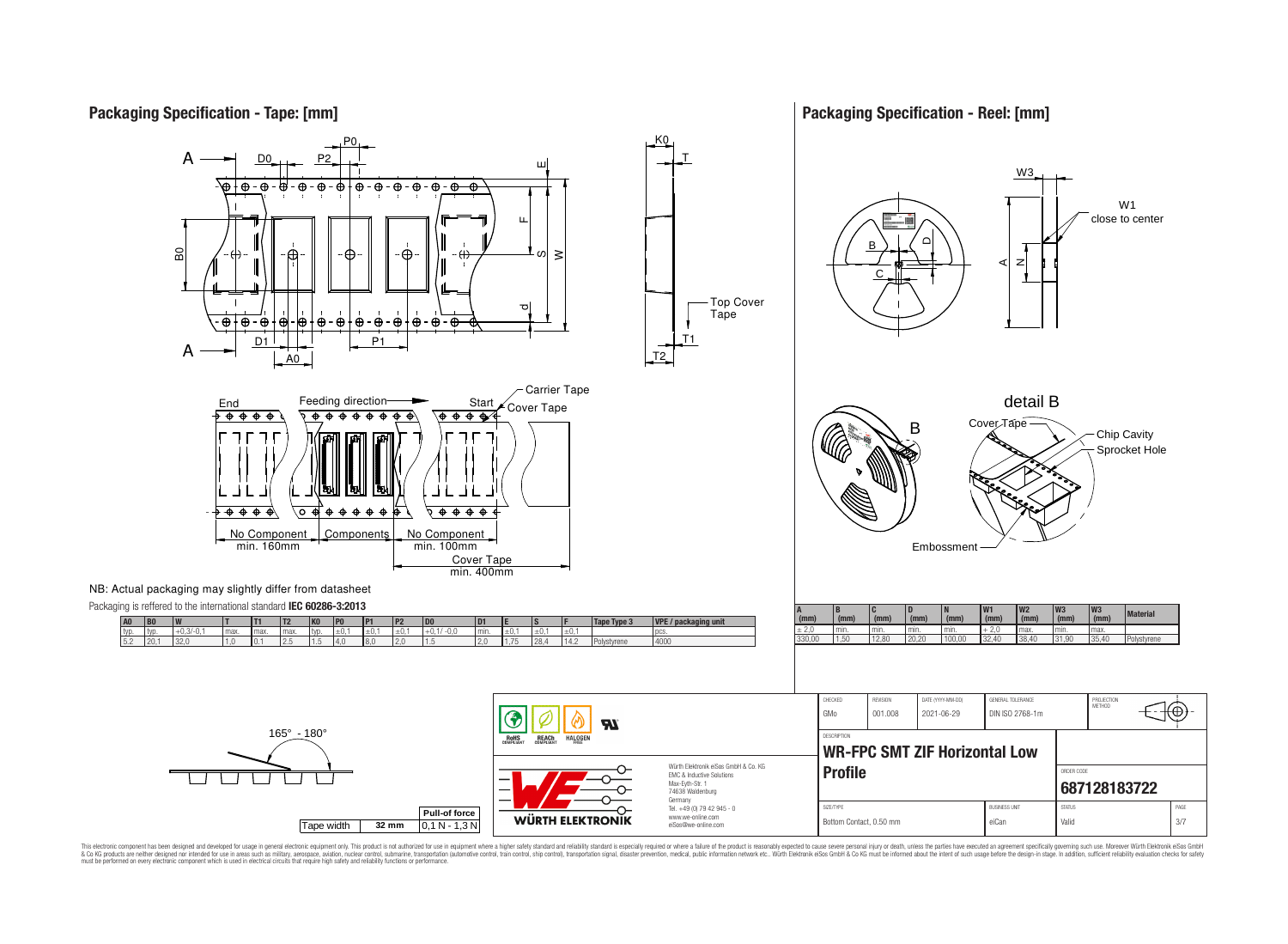## Packaging Specification - Tape: [mm]

NB: Actual packaging may slightly differ from datasheet

Packaging is reffered to the international standard **IEC 60286-3:2013**

| A0 | B0 | W | T | T1 | T2 | K0 | P0 | P1 | P2 | D0 | D1 | E | S | F | Tape Type 3 | VPE / packaging unit |
|---|---|---|---|---|---|---|---|---|---|---|---|---|---|---|---|---|
| typ. | typ. | +0,3/-0,1 | max. | max. | max. | typ. | ±0,1 | ±0,1 | ±0,1 | +0,1/ -0,0 | min. | ±0,1 | ±0,1 | ±0,1 | | pcs. |
| 5,2 | 20,1 | 32,0 | 1,0 | 0,1 | 2,5 | 1,5 | 4,0 | 8,0 | 2,0 | 1,5 | 2,0 | 1,75 | 28,4 | 14,2 | Polystyrene | 4000 |

Feeding direction: End — No Component min. 160mm — Components — No Component min. 100mm — Start; Cover Tape min. 400mm

| Tape width | 32 mm |
|---|---|
| Pull-of force | 0,1 N - 1,3 N |

165° - 180°

## Packaging Specification - Reel: [mm]

| A (mm) | B (mm) | C (mm) | D (mm) | N (mm) | W1 (mm) | W2 (mm) | W3 (mm) | W3 (mm) | Material |
|---|---|---|---|---|---|---|---|---|---|
| ± 2,0 | min. | min. | min. | min. | + 2,0 | max. | min. | max. | |
| 330,00 | 1,50 | 12,80 | 20,20 | 100,00 | 32,40 | 38,40 | 31,90 | 35,40 | Polystyrene |

| CHECKED | REVISION | DATE (YYYY-MM-DD) | GENERAL TOLERANCE | PROJECTION METHOD |
|---|---|---|---|---|
| GMo | 001.008 | 2021-06-29 | DIN ISO 2768-1m | |

DESCRIPTION: **WR-FPC SMT ZIF Horizontal Low Profile**

ORDER CODE: **687128183722**

| SIZE/TYPE | BUSINESS UNIT | STATUS | PAGE |
|---|---|---|---|
| Bottom Contact, 0.50 mm | eiCan | Valid | 3/7 |

Würth Elektronik eiSos GmbH & Co. KG
EMC & Inductive Solutions
Max-Eyth-Str. 1
74638 Waldenburg
Germany
Tel. +49 (0) 79 42 945 - 0
www.we-online.com
eiSos@we-online.com

This electronic component has been designed and developed for usage in general electronic equipment only. This product is not authorized for use in equipment where a higher safety standard and reliability standard is especially required or where a failure of the product is reasonably expected to cause severe personal injury or death, unless the parties have executed an agreement specifically governing such use. Moreover Würth Elektronik eiSos GmbH & Co KG products are neither designed nor intended for use in areas such as military, aerospace, aviation, nuclear control, submarine, transportation (automotive control, train control, ship control), transportation signal, disaster prevention, medical, public information network etc.. Würth Elektronik eiSos GmbH & Co KG must be informed about the intent of such usage before the design-in stage. In addition, sufficient reliability evaluation checks for safety must be performed on every electronic component which is used in electrical circuits that require high safety and reliability functions or performance.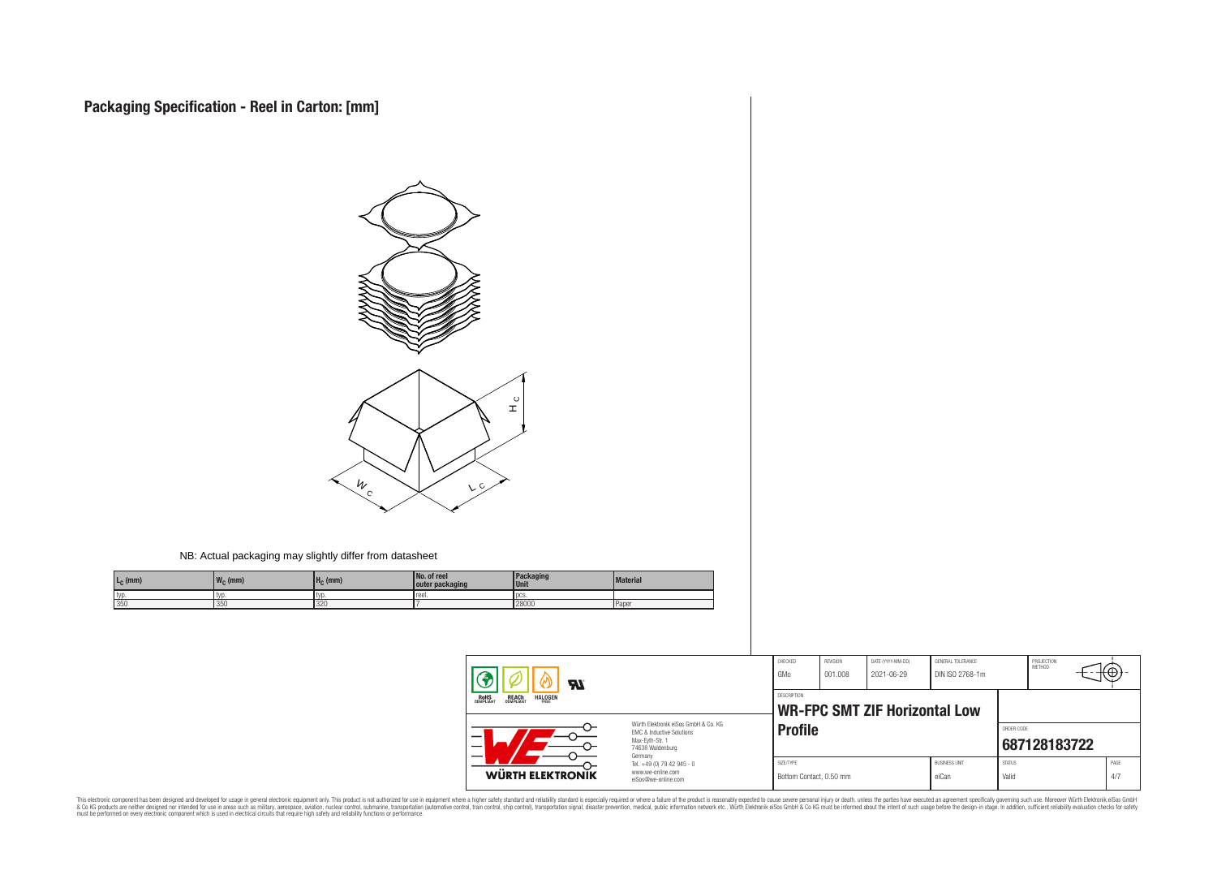# Packaging Specification - Reel in Carton: [mm]

NB: Actual packaging may slightly differ from datasheet

| $L_C$ (mm) | $W_C$ (mm) | $H_C$ (mm) | No. of reel outer packaging | Packaging Unit | Material |
|---|---|---|---|---|---|
| typ. | typ. | typ. | reel. | pcs. | |
| 350 | 350 | 320 | 7 | 28000 | Paper |

| CHECKED | REVISION | DATE (YYYY-MM-DD) | GENERAL TOLERANCE | PROJECTION METHOD |
|---|---|---|---|---|
| GMo | 001.008 | 2021-06-29 | DIN ISO 2768-1m | |

DESCRIPTION

**WR-FPC SMT ZIF Horizontal Low Profile**

ORDER CODE

**687128183722**

| SIZE/TYPE | BUSINESS UNIT | STATUS | PAGE |
|---|---|---|---|
| Bottom Contact, 0.50 mm | eiCan | Valid | 4/7 |

Würth Elektronik eiSos GmbH & Co. KG
EMC & Inductive Solutions
Max-Eyth-Str. 1
74638 Waldenburg
Germany
Tel. +49 (0) 79 42 945 - 0
www.we-online.com
eiSos@we-online.com

This electronic component has been designed and developed for usage in general electronic equipment only. This product is not authorized for use in equipment where a higher safety standard and reliability standard is especially required or where a failure of the product is reasonably expected to cause severe personal injury or death, unless the parties have executed an agreement specifically governing such use. Moreover Würth Elektronik eiSos GmbH & Co KG products are neither designed nor intended for use in areas such as military, aerospace, aviation, nuclear control, submarine, transportation (automotive control, train control, ship control), transportation signal, disaster prevention, medical, public information network etc.. Würth Elektronik eiSos GmbH & Co KG must be informed about the intent of such usage before the design-in stage. In addition, sufficient reliability evaluation checks for safety must be performed on every electronic component which is used in electrical circuits that require high safety and reliability functions or performance.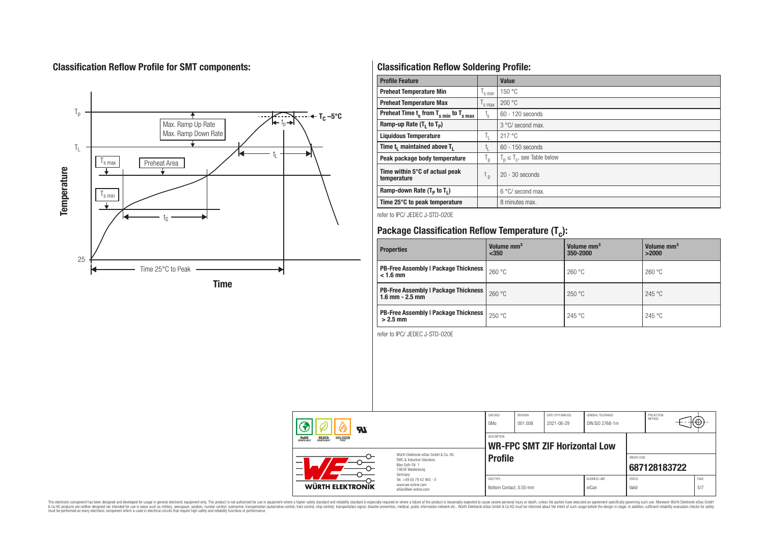## Classification Reflow Profile for SMT components:

## Classification Reflow Soldering Profile:

| Profile Feature | | Value |
|---|---|---|
| Preheat Temperature Min | $T_{s\,min}$ | 150 °C |
| Preheat Temperature Max | $T_{s\,max}$ | 200 °C |
| Preheat Time $t_s$ from $T_{s\,min}$ to $T_{s\,max}$ | $t_s$ | 60 - 120 seconds |
| Ramp-up Rate ($T_L$ to $T_P$) | | 3 °C/ second max. |
| Liquidous Temperature | $T_L$ | 217 °C |
| Time $t_L$ maintained above $T_L$ | $t_L$ | 60 - 150 seconds |
| Peak package body temperature | $T_p$ | $T_p \leq T_c$, see Table below |
| Time within 5°C of actual peak temperature | $t_p$ | 20 - 30 seconds |
| Ramp-down Rate ($T_P$ to $T_L$) | | 6 °C/ second max. |
| Time 25°C to peak temperature | | 8 minutes max. |

refer to IPC/ JEDEC J-STD-020E

## Package Classification Reflow Temperature ($T_c$):

| Properties | Volume mm³ <350 | Volume mm³ 350-2000 | Volume mm³ >2000 |
|---|---|---|---|
| PB-Free Assembly \| Package Thickness < 1.6 mm | 260 °C | 260 °C | 260 °C |
| PB-Free Assembly \| Package Thickness 1.6 mm - 2.5 mm | 260 °C | 250 °C | 245 °C |
| PB-Free Assembly \| Package Thickness > 2.5 mm | 250 °C | 245 °C | 245 °C |

refer to IPC/ JEDEC J-STD-020E

| CHECKED | REVISION | DATE (YYYY-MM-DD) | GENERAL TOLERANCE | PROJECTION METHOD |
|---|---|---|---|---|
| GMo | 001.008 | 2021-06-29 | DIN ISO 2768-1m | |

DESCRIPTION: **WR-FPC SMT ZIF Horizontal Low Profile**

ORDER CODE: **687128183722**

| SIZE/TYPE | BUSINESS UNIT | STATUS |
|---|---|---|
| Bottom Contact, 0.50 mm | eiCan | Valid |

Würth Elektronik eiSos GmbH & Co. KG
EMC & Inductive Solutions
Max-Eyth-Str. 1
74638 Waldenburg
Germany
Tel. +49 (0) 79 42 945 - 0
www.we-online.com
eiSos@we-online.com

This electronic component has been designed and developed for usage in general electronic equipment only. This product is not authorized for use in equipment where a higher safety standard and reliability standard is especially required or where a failure of the product is reasonably expected to cause severe personal injury or death, unless the parties have executed an agreement specifically governing such use. Moreover Würth Elektronik eiSos GmbH & Co KG products are neither designed nor intended for use in areas such as military, aerospace, aviation, nuclear control, submarine, transportation (automotive control, train control, ship control), transportation signal, disaster prevention, medical, public information network etc.. Würth Elektronik eiSos GmbH & Co KG must be informed about the intent of such usage before the design-in stage. In addition, sufficient reliability evaluation checks for safety must be performed on every electronic component which is used in electrical circuits that require high safety and reliability functions or performance.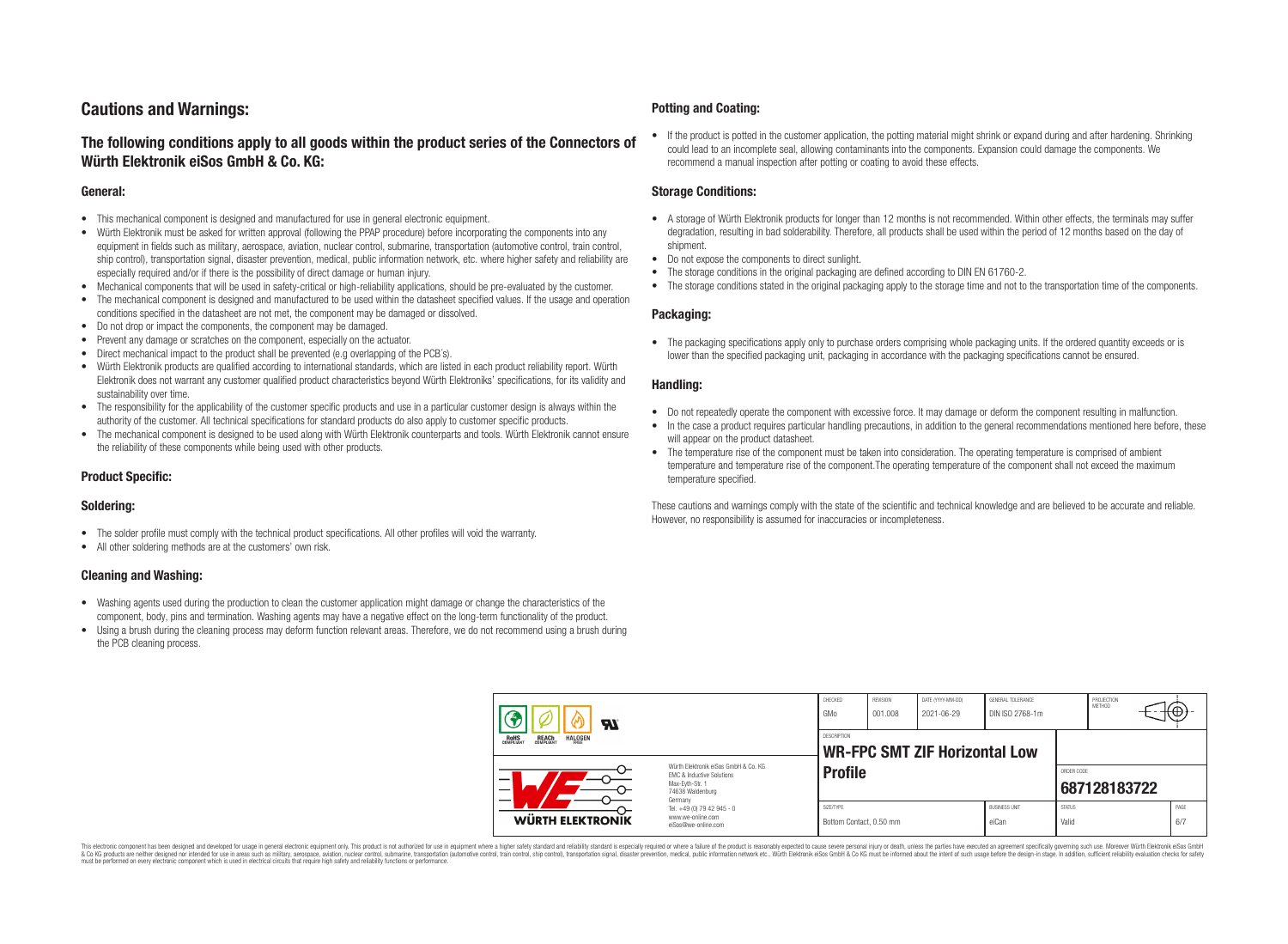# Cautions and Warnings:

## The following conditions apply to all goods within the product series of the Connectors of Würth Elektronik eiSos GmbH & Co. KG:

### General:

- This mechanical component is designed and manufactured for use in general electronic equipment.
- Würth Elektronik must be asked for written approval (following the PPAP procedure) before incorporating the components into any equipment in fields such as military, aerospace, aviation, nuclear control, submarine, transportation (automotive control, train control, ship control), transportation signal, disaster prevention, medical, public information network, etc. where higher safety and reliability are especially required and/or if there is the possibility of direct damage or human injury.
- Mechanical components that will be used in safety-critical or high-reliability applications, should be pre-evaluated by the customer.
- The mechanical component is designed and manufactured to be used within the datasheet specified values. If the usage and operation conditions specified in the datasheet are not met, the component may be damaged or dissolved.
- Do not drop or impact the components, the component may be damaged.
- Prevent any damage or scratches on the component, especially on the actuator.
- Direct mechanical impact to the product shall be prevented (e.g overlapping of the PCB´s).
- Würth Elektronik products are qualified according to international standards, which are listed in each product reliability report. Würth Elektronik does not warrant any customer qualified product characteristics beyond Würth Elektroniks' specifications, for its validity and sustainability over time.
- The responsibility for the applicability of the customer specific products and use in a particular customer design is always within the authority of the customer. All technical specifications for standard products do also apply to customer specific products.
- The mechanical component is designed to be used along with Würth Elektronik counterparts and tools. Würth Elektronik cannot ensure the reliability of these components while being used with other products.

### Product Specific:

### Soldering:

- The solder profile must comply with the technical product specifications. All other profiles will void the warranty.
- All other soldering methods are at the customers' own risk.

### Cleaning and Washing:

- Washing agents used during the production to clean the customer application might damage or change the characteristics of the component, body, pins and termination. Washing agents may have a negative effect on the long-term functionality of the product.
- Using a brush during the cleaning process may deform function relevant areas. Therefore, we do not recommend using a brush during the PCB cleaning process.

### Potting and Coating:

- If the product is potted in the customer application, the potting material might shrink or expand during and after hardening. Shrinking could lead to an incomplete seal, allowing contaminants into the components. Expansion could damage the components. We recommend a manual inspection after potting or coating to avoid these effects.

### Storage Conditions:

- A storage of Würth Elektronik products for longer than 12 months is not recommended. Within other effects, the terminals may suffer degradation, resulting in bad solderability. Therefore, all products shall be used within the period of 12 months based on the day of shipment.
- Do not expose the components to direct sunlight.
- The storage conditions in the original packaging are defined according to DIN EN 61760-2.
- The storage conditions stated in the original packaging apply to the storage time and not to the transportation time of the components.

### Packaging:

- The packaging specifications apply only to purchase orders comprising whole packaging units. If the ordered quantity exceeds or is lower than the specified packaging unit, packaging in accordance with the packaging specifications cannot be ensured.

### Handling:

- Do not repeatedly operate the component with excessive force. It may damage or deform the component resulting in malfunction.
- In the case a product requires particular handling precautions, in addition to the general recommendations mentioned here before, these will appear on the product datasheet.
- The temperature rise of the component must be taken into consideration. The operating temperature is comprised of ambient temperature and temperature rise of the component.The operating temperature of the component shall not exceed the maximum temperature specified.

These cautions and warnings comply with the state of the scientific and technical knowledge and are believed to be accurate and reliable. However, no responsibility is assumed for inaccuracies or incompleteness.

| CHECKED | REVISION | DATE (YYYY-MM-DD) | GENERAL TOLERANCE | PROJECTION METHOD |
|---|---|---|---|---|
| GMo | 001.008 | 2021-06-29 | DIN ISO 2768-1m | |

| DESCRIPTION | ORDER CODE |
|---|---|
| WR-FPC SMT ZIF Horizontal Low Profile | 687128183722 |

| SIZE/TYPE | BUSINESS UNIT | STATUS | PAGE |
|---|---|---|---|
| Bottom Contact, 0.50 mm | eiCan | Valid | 6/7 |

Würth Elektronik eiSos GmbH & Co. KG
EMC & Inductive Solutions
Max-Eyth-Str. 1
74638 Waldenburg
Germany
Tel. +49 (0) 79 42 945 - 0
www.we-online.com
eiSos@we-online.com

This electronic component has been designed and developed for usage in general electronic equipment only. This product is not authorized for use in equipment where a higher safety standard and reliability standard is especially required or where a failure of the product is reasonably expected to cause severe personal injury or death, unless the parties have executed an agreement specifically governing such use. Moreover Würth Elektronik eiSos GmbH & Co KG products are neither designed nor intended for use in areas such as military, aerospace, aviation, nuclear control, submarine, transportation (automotive control, train control, ship control), transportation signal, disaster prevention, medical, public information network etc.. Würth Elektronik eiSos GmbH & Co KG must be informed about the intent of such usage before the design-in stage. In addition, sufficient reliability evaluation checks for safety must be performed on every electronic component which is used in electrical circuits that require high safety and reliability functions or performance.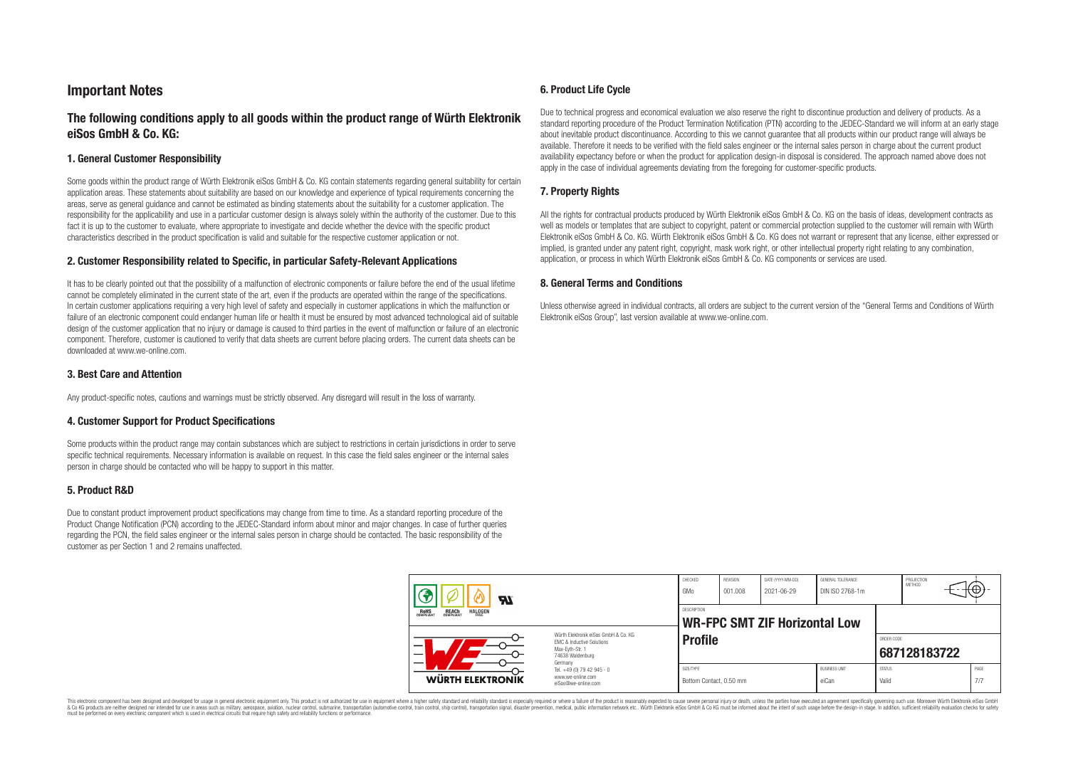# Important Notes

## The following conditions apply to all goods within the product range of Würth Elektronik eiSos GmbH & Co. KG:

### 1. General Customer Responsibility

Some goods within the product range of Würth Elektronik eiSos GmbH & Co. KG contain statements regarding general suitability for certain application areas. These statements about suitability are based on our knowledge and experience of typical requirements concerning the areas, serve as general guidance and cannot be estimated as binding statements about the suitability for a customer application. The responsibility for the applicability and use in a particular customer design is always solely within the authority of the customer. Due to this fact it is up to the customer to evaluate, where appropriate to investigate and decide whether the device with the specific product characteristics described in the product specification is valid and suitable for the respective customer application or not.

### 2. Customer Responsibility related to Specific, in particular Safety-Relevant Applications

It has to be clearly pointed out that the possibility of a malfunction of electronic components or failure before the end of the usual lifetime cannot be completely eliminated in the current state of the art, even if the products are operated within the range of the specifications. In certain customer applications requiring a very high level of safety and especially in customer applications in which the malfunction or failure of an electronic component could endanger human life or health it must be ensured by most advanced technological aid of suitable design of the customer application that no injury or damage is caused to third parties in the event of malfunction or failure of an electronic component. Therefore, customer is cautioned to verify that data sheets are current before placing orders. The current data sheets can be downloaded at www.we-online.com.

### 3. Best Care and Attention

Any product-specific notes, cautions and warnings must be strictly observed. Any disregard will result in the loss of warranty.

### 4. Customer Support for Product Specifications

Some products within the product range may contain substances which are subject to restrictions in certain jurisdictions in order to serve specific technical requirements. Necessary information is available on request. In this case the field sales engineer or the internal sales person in charge should be contacted who will be happy to support in this matter.

### 5. Product R&D

Due to constant product improvement product specifications may change from time to time. As a standard reporting procedure of the Product Change Notification (PCN) according to the JEDEC-Standard inform about minor and major changes. In case of further queries regarding the PCN, the field sales engineer or the internal sales person in charge should be contacted. The basic responsibility of the customer as per Section 1 and 2 remains unaffected.

### 6. Product Life Cycle

Due to technical progress and economical evaluation we also reserve the right to discontinue production and delivery of products. As a standard reporting procedure of the Product Termination Notification (PTN) according to the JEDEC-Standard we will inform at an early stage about inevitable product discontinuance. According to this we cannot guarantee that all products within our product range will always be available. Therefore it needs to be verified with the field sales engineer or the internal sales person in charge about the current product availability expectancy before or when the product for application design-in disposal is considered. The approach named above does not apply in the case of individual agreements deviating from the foregoing for customer-specific products.

### 7. Property Rights

All the rights for contractual products produced by Würth Elektronik eiSos GmbH & Co. KG on the basis of ideas, development contracts as well as models or templates that are subject to copyright, patent or commercial protection supplied to the customer will remain with Würth Elektronik eiSos GmbH & Co. KG. Würth Elektronik eiSos GmbH & Co. KG does not warrant or represent that any license, either expressed or implied, is granted under any patent right, copyright, mask work right, or other intellectual property right relating to any combination, application, or process in which Würth Elektronik eiSos GmbH & Co. KG components or services are used.

### 8. General Terms and Conditions

Unless otherwise agreed in individual contracts, all orders are subject to the current version of the "General Terms and Conditions of Würth Elektronik eiSos Group", last version available at www.we-online.com.

| | | | | | | | |
|---|---|---|---|---|---|---|---|
| RoHS COMPLIANT, REACh COMPLIANT, HALOGEN FREE | | CHECKED GMo | REVISION 001.008 | DATE (YYYY-MM-DD) 2021-06-29 | GENERAL TOLERANCE DIN ISO 2768-1m | PROJECTION METHOD | |
| WÜRTH ELEKTRONIK | Würth Elektronik eiSos GmbH & Co. KG EMC & Inductive Solutions Max-Eyth-Str. 1 74638 Waldenburg Germany Tel. +49 (0) 79 42 945 - 0 www.we-online.com eiSos@we-online.com | DESCRIPTION **WR-FPC SMT ZIF Horizontal Low Profile** | | | | ORDER CODE **687128183722** | |
| | | SIZE/TYPE Bottom Contact, 0.50 mm | | | BUSINESS UNIT eiCan | STATUS Valid | PAGE 7/7 |

This electronic component has been designed and developed for usage in general electronic equipment only. This product is not authorized for use in equipment where a higher safety standard and reliability standard is especially required or where a failure of the product is reasonably expected to cause severe personal injury or death, unless the parties have executed an agreement specifically governing such use. Moreover Würth Elektronik eiSos GmbH & Co KG products are neither designed nor intended for use in areas such as military, aerospace, aviation, nuclear control, submarine, transportation (automotive control, train control, ship control), transportation signal, disaster prevention, medical, public information network etc.. Würth Elektronik eiSos GmbH & Co KG must be informed about the intent of such usage before the design-in stage. In addition, sufficient reliability evaluation checks for safety must be performed on every electronic component which is used in electrical circuits that require high safety and reliability functions or performance.